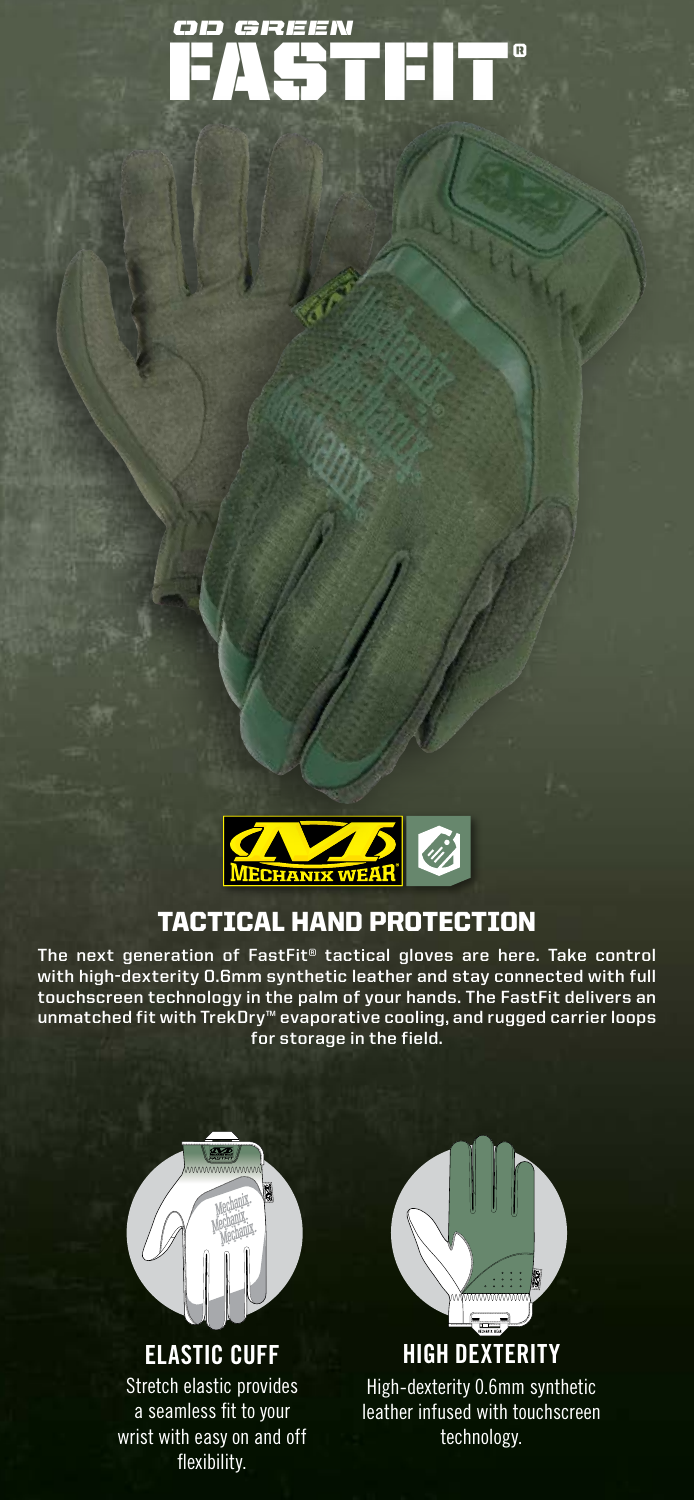# OD GREEN FASTFIT®

MECHANIX WEAR®

## TACTICAL HAND PROTECTION

**The next generation of FastFit® tactical gloves are here. Take control with high-dexterity 0.6mm synthetic leather and stay connected with full touchscreen technology in the palm of your hands. The FastFit delivers an unmatched fit with TrekDry™ evaporative cooling, and rugged carrier loops for storage in the field.**

### ELASTIC CUFF

Stretch elastic provides a seamless fit to your wrist with easy on and off flexibility.

### HIGH DEXTERITY

High-dexterity 0.6mm synthetic leather infused with touchscreen technology.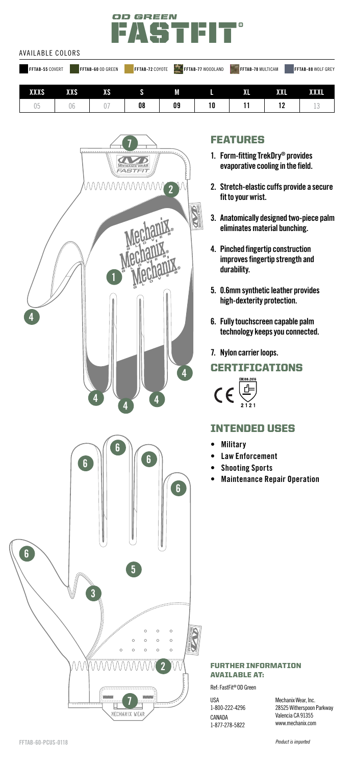# OD GREEN FASTFIT®

AVAILABLE COLORS

FFTAB-55 COVERT | FFTAB-60 OD GREEN | FFTAB-72 COYOTE | FFTAB-77 WOODLAND | FFTAB-78 MULTICAM | FFTAB-88 WOLF GREY

| XXXS | XXS | XS | S | M | L | XL | XXL | XXXL |
|---|---|---|---|---|---|---|---|---|
| 05 | 06 | 07 | 08 | 09 | 10 | 11 | 12 | 13 |

## FEATURES

1. Form-fitting TrekDry® provides evaporative cooling in the field.
2. Stretch-elastic cuffs provide a secure fit to your wrist.
3. Anatomically designed two-piece palm eliminates material bunching.
4. Pinched fingertip construction improves fingertip strength and durability.
5. 0.6mm synthetic leather provides high-dexterity protection.
6. Fully touchscreen capable palm technology keeps you connected.
7. Nylon carrier loops.

## CERTIFICATIONS

CE EN388:2016 2121

## INTENDED USES

- Military
- Law Enforcement
- Shooting Sports
- Maintenance Repair Operation

### FURTHER INFORMATION AVAILABLE AT:

Ref: FastFit® OD Green

USA
1-800-222-4296
CANADA
1-877-278-5822

Mechanix Wear, Inc.
28525 Witherspoon Parkway
Valencia CA 91355
www.mechanix.com

FFTAB-60-PCUS-0118

*Product is imported*